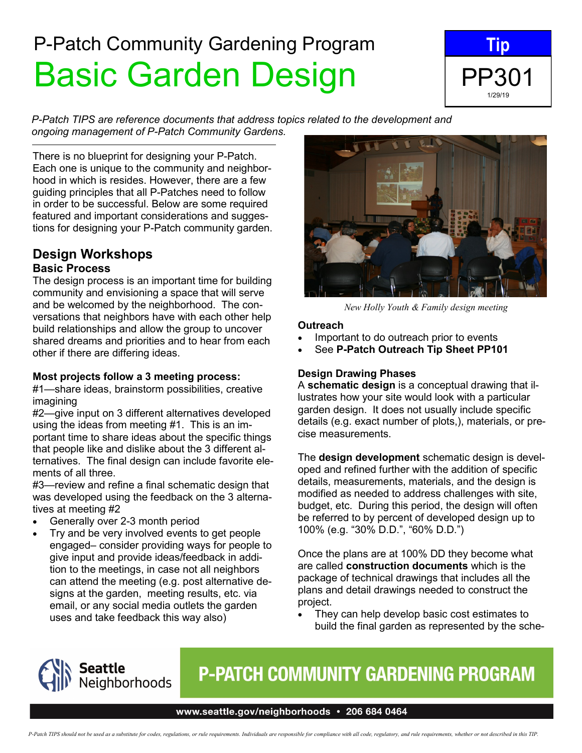P-Patch Community Gardening Program

# Basic Garden Design

**Tip**
PP301
1/29/19

*P-Patch TIPS are reference documents that address topics related to the development and ongoing management of P-Patch Community Gardens.*

There is no blueprint for designing your P-Patch. Each one is unique to the community and neighborhood in which is resides. However, there are a few guiding principles that all P-Patches need to follow in order to be successful. Below are some required featured and important considerations and suggestions for designing your P-Patch community garden.

## Design Workshops

### Basic Process

The design process is an important time for building community and envisioning a space that will serve and be welcomed by the neighborhood. The conversations that neighbors have with each other help build relationships and allow the group to uncover shared dreams and priorities and to hear from each other if there are differing ideas.

**Most projects follow a 3 meeting process:**

#1—share ideas, brainstorm possibilities, creative imagining

#2—give input on 3 different alternatives developed using the ideas from meeting #1. This is an important time to share ideas about the specific things that people like and dislike about the 3 different alternatives. The final design can include favorite elements of all three.

#3—review and refine a final schematic design that was developed using the feedback on the 3 alternatives at meeting #2

- Generally over 2-3 month period
- Try and be very involved events to get people engaged– consider providing ways for people to give input and provide ideas/feedback in addition to the meetings, in case not all neighbors can attend the meeting (e.g. post alternative designs at the garden, meeting results, etc. via email, or any social media outlets the garden uses and take feedback this way also)

*New Holly Youth & Family design meeting*

### Outreach

- Important to do outreach prior to events
- See **P-Patch Outreach Tip Sheet PP101**

### Design Drawing Phases

A **schematic design** is a conceptual drawing that illustrates how your site would look with a particular garden design. It does not usually include specific details (e.g. exact number of plots,), materials, or precise measurements.

The **design development** schematic design is developed and refined further with the addition of specific details, measurements, materials, and the design is modified as needed to address challenges with site, budget, etc. During this period, the design will often be referred to by percent of developed design up to 100% (e.g. “30% D.D.”, “60% D.D.”)

Once the plans are at 100% DD they become what are called **construction documents** which is the package of technical drawings that includes all the plans and detail drawings needed to construct the project.

- They can help develop basic cost estimates to build the final garden as represented by the sche-

Seattle Neighborhoods

P-PATCH COMMUNITY GARDENING PROGRAM

www.seattle.gov/neighborhoods • 206 684 0464

*P-Patch TIPS should not be used as a substitute for codes, regulations, or rule requirements. Individuals are responsible for compliance with all code, regulatory, and rule requirements, whether or not described in this TIP.*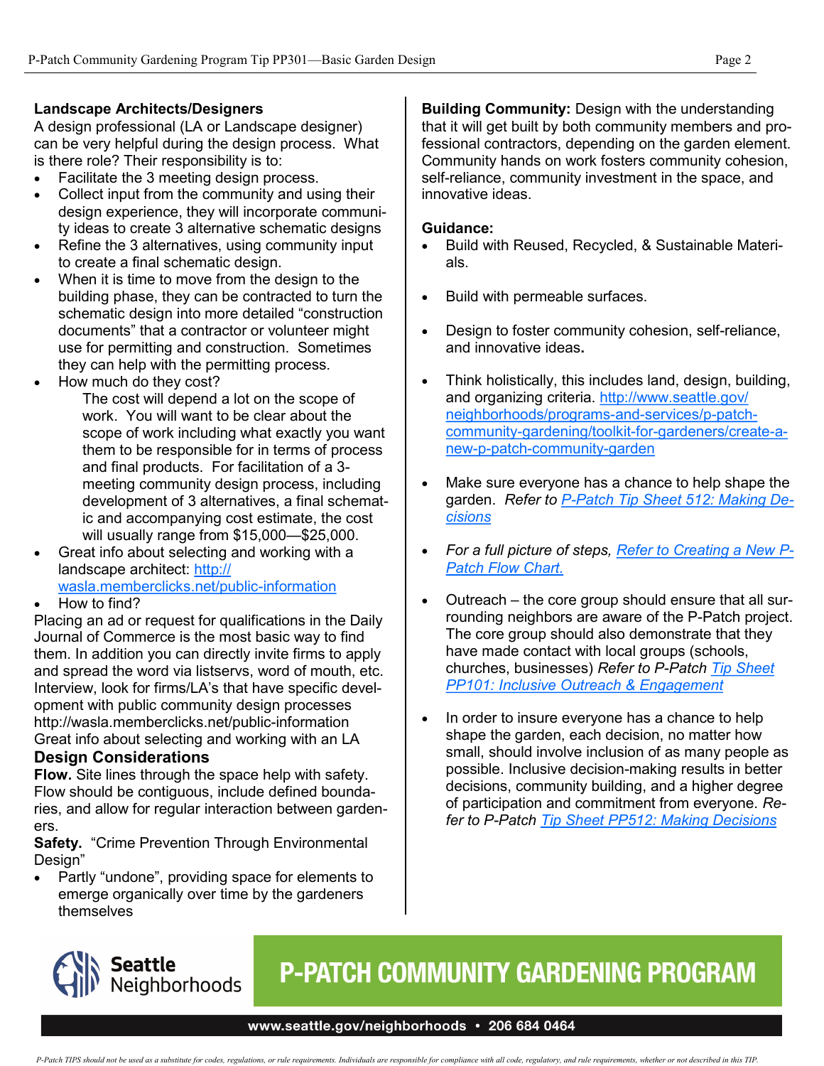**Landscape Architects/Designers**

A design professional (LA or Landscape designer) can be very helpful during the design process. What is there role? Their responsibility is to:

- Facilitate the 3 meeting design process.
- Collect input from the community and using their design experience, they will incorporate community ideas to create 3 alternative schematic designs
- Refine the 3 alternatives, using community input to create a final schematic design.
- When it is time to move from the design to the building phase, they can be contracted to turn the schematic design into more detailed "construction documents" that a contractor or volunteer might use for permitting and construction. Sometimes they can help with the permitting process.
- How much do they cost?

  The cost will depend a lot on the scope of work. You will want to be clear about the scope of work including what exactly you want them to be responsible for in terms of process and final products. For facilitation of a 3-meeting community design process, including development of 3 alternatives, a final schematic and accompanying cost estimate, the cost will usually range from $15,000—$25,000.
- Great info about selecting and working with a landscape architect: http://wasla.memberclicks.net/public-information
- How to find?

Placing an ad or request for qualifications in the Daily Journal of Commerce is the most basic way to find them. In addition you can directly invite firms to apply and spread the word via listservs, word of mouth, etc. Interview, look for firms/LA's that have specific development with public community design processes http://wasla.memberclicks.net/public-information Great info about selecting and working with an LA

## Design Considerations

**Flow.** Site lines through the space help with safety. Flow should be contiguous, include defined boundaries, and allow for regular interaction between gardeners.

**Safety.** "Crime Prevention Through Environmental Design"

- Partly "undone", providing space for elements to emerge organically over time by the gardeners themselves

**Building Community:** Design with the understanding that it will get built by both community members and professional contractors, depending on the garden element. Community hands on work fosters community cohesion, self-reliance, community investment in the space, and innovative ideas.

**Guidance:**

- Build with Reused, Recycled, & Sustainable Materials.
- Build with permeable surfaces.
- Design to foster community cohesion, self-reliance, and innovative ideas**.**
- Think holistically, this includes land, design, building, and organizing criteria. http://www.seattle.gov/neighborhoods/programs-and-services/p-patch-community-gardening/toolkit-for-gardeners/create-a-new-p-patch-community-garden
- Make sure everyone has a chance to help shape the garden. *Refer to P-Patch Tip Sheet 512: Making Decisions*
- *For a full picture of steps, Refer to Creating a New P-Patch Flow Chart.*
- Outreach – the core group should ensure that all surrounding neighbors are aware of the P-Patch project. The core group should also demonstrate that they have made contact with local groups (schools, churches, businesses) *Refer to P-Patch Tip Sheet PP101: Inclusive Outreach & Engagement*
- In order to insure everyone has a chance to help shape the garden, each decision, no matter how small, should involve inclusion of as many people as possible. Inclusive decision-making results in better decisions, community building, and a higher degree of participation and commitment from everyone. *Refer to P-Patch Tip Sheet PP512: Making Decisions*

Seattle Neighborhoods

P-PATCH COMMUNITY GARDENING PROGRAM

www.seattle.gov/neighborhoods • 206 684 0464

*P-Patch TIPS should not be used as a substitute for codes, regulations, or rule requirements. Individuals are responsible for compliance with all code, regulatory, and rule requirements, whether or not described in this TIP.*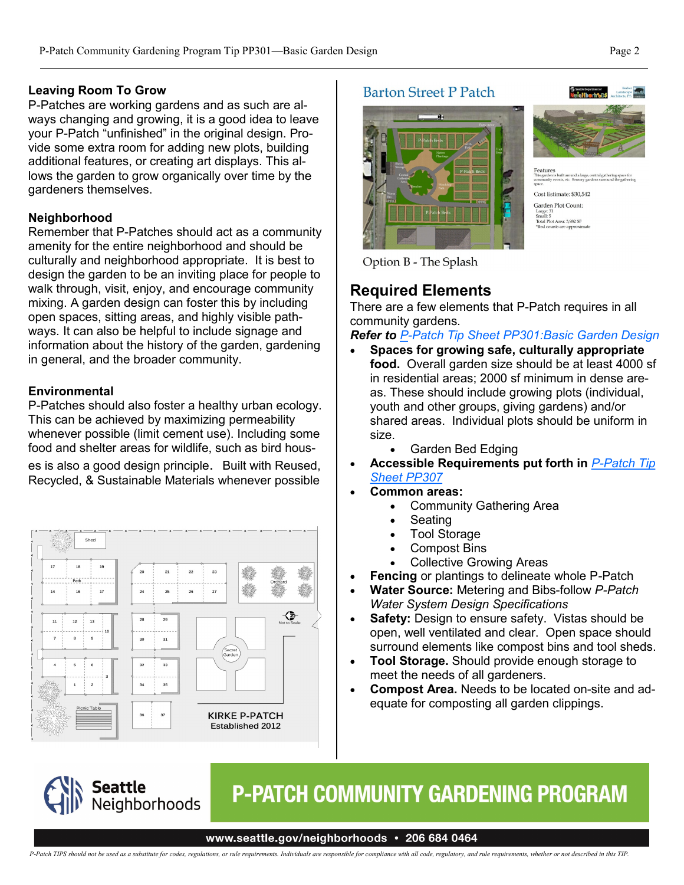## Leaving Room To Grow

P-Patches are working gardens and as such are always changing and growing, it is a good idea to leave your P-Patch "unfinished" in the original design. Provide some extra room for adding new plots, building additional features, or creating art displays. This allows the garden to grow organically over time by the gardeners themselves.

## Neighborhood

Remember that P-Patches should act as a community amenity for the entire neighborhood and should be culturally and neighborhood appropriate. It is best to design the garden to be an inviting place for people to walk through, visit, enjoy, and encourage community mixing. A garden design can foster this by including open spaces, sitting areas, and highly visible pathways. It can also be helpful to include signage and information about the history of the garden, gardening in general, and the broader community.

## Environmental

P-Patches should also foster a healthy urban ecology. This can be achieved by maximizing permeability whenever possible (limit cement use). Including some food and shelter areas for wildlife, such as bird houses is also a good design principle. Built with Reused, Recycled, & Sustainable Materials whenever possible

KIRKE P-PATCH
Established 2012

Barton Street P Patch

Option B - The Splash

## Required Elements

There are a few elements that P-Patch requires in all community gardens.

***Refer to** P-Patch Tip Sheet PP301:Basic Garden Design*

- **Spaces for growing safe, culturally appropriate food.** Overall garden size should be at least 4000 sf in residential areas; 2000 sf minimum in dense areas. These should include growing plots (individual, youth and other groups, giving gardens) and/or shared areas. Individual plots should be uniform in size.
  - Garden Bed Edging
- **Accessible Requirements put forth in** P-Patch Tip Sheet PP307
- **Common areas:**
  - Community Gathering Area
  - Seating
  - Tool Storage
  - Compost Bins
  - Collective Growing Areas
- **Fencing** or plantings to delineate whole P-Patch
- **Water Source:** Metering and Bibs-follow *P-Patch Water System Design Specifications*
- **Safety:** Design to ensure safety. Vistas should be open, well ventilated and clear. Open space should surround elements like compost bins and tool sheds.
- **Tool Storage.** Should provide enough storage to meet the needs of all gardeners.
- **Compost Area.** Needs to be located on-site and adequate for composting all garden clippings.

Seattle Neighborhoods

P-PATCH COMMUNITY GARDENING PROGRAM

www.seattle.gov/neighborhoods • 206 684 0464

*P-Patch TIPS should not be used as a substitute for codes, regulations, or rule requirements. Individuals are responsible for compliance with all code, regulatory, and rule requirements, whether or not described in this TIP.*